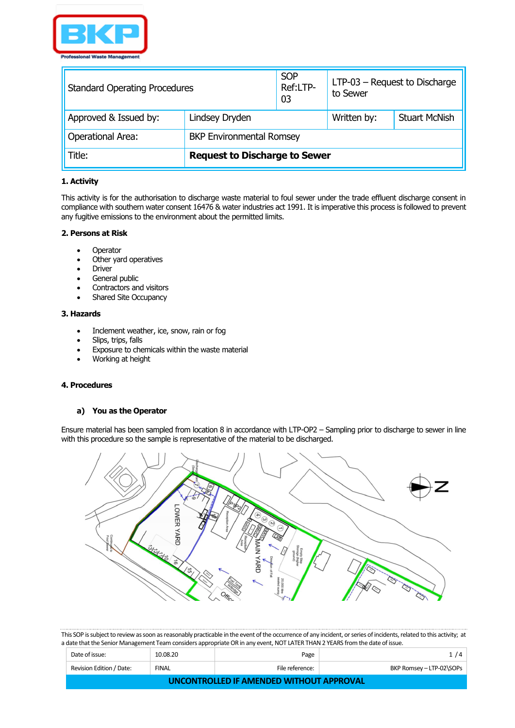| Standard Operating Procedures | | SOP Ref:LTP-03 | LTP-03 – Request to Discharge to Sewer | |
|---|---|---|---|---|
| Approved & Issued by: | Lindsey Dryden | | Written by: | Stuart McNish |
| Operational Area: | BKP Environmental Romsey | | | |
| Title: | **Request to Discharge to Sewer** | | | |

**1. Activity**

This activity is for the authorisation to discharge waste material to foul sewer under the trade effluent discharge consent in compliance with southern water consent 16476 & water industries act 1991. It is imperative this process is followed to prevent any fugitive emissions to the environment about the permitted limits.

**2. Persons at Risk**

- Operator
- Other yard operatives
- Driver
- General public
- Contractors and visitors
- Shared Site Occupancy

**3. Hazards**

- Inclement weather, ice, snow, rain or fog
- Slips, trips, falls
- Exposure to chemicals within the waste material
- Working at height

**4. Procedures**

**a) You as the Operator**

Ensure material has been sampled from location 8 in accordance with LTP-OP2 – Sampling prior to discharge to sewer in line with this procedure so the sample is representative of the material to be discharged.

This SOP is subject to review as soon as reasonably practicable in the event of the occurrence of any incident, or series of incidents, related to this activity; at a date that the Senior Management Team considers appropriate OR in any event, NOT LATER THAN 2 YEARS from the date of issue.

| Date of issue: | 10.08.20 | Page | 1 / 4 |
|---|---|---|---|
| Revision Edition / Date: | FINAL | File reference: | BKP Romsey – LTP-02\SOPs |

**UNCONTROLLED IF AMENDED WITHOUT APPROVAL**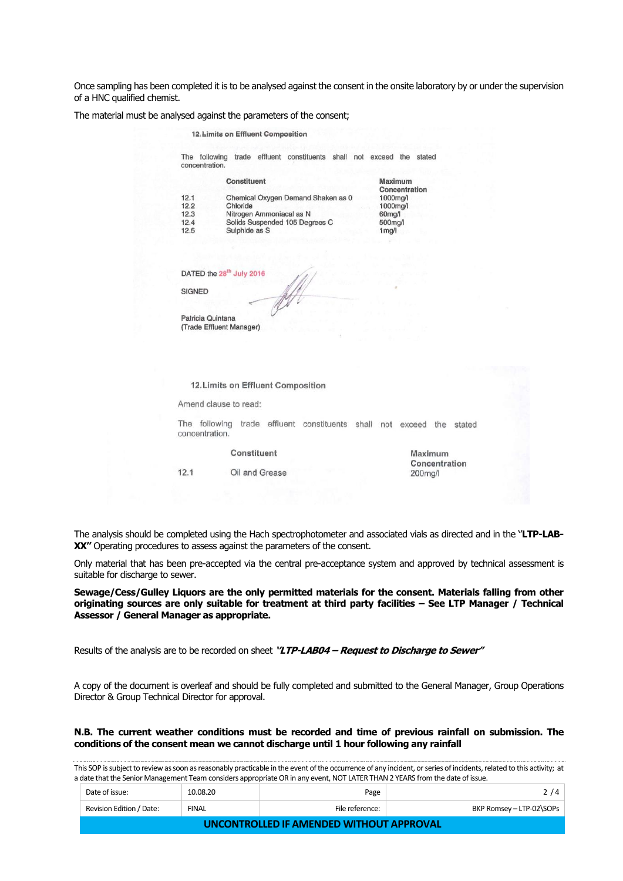Once sampling has been completed it is to be analysed against the consent in the onsite laboratory by or under the supervision of a HNC qualified chemist.

The material must be analysed against the parameters of the consent;

**12. Limits on Effluent Composition**

The following trade effluent constituents shall not exceed the stated concentration.

| | Constituent | Maximum Concentration |
|---|---|---|
| 12.1 | Chemical Oxygen Demand Shaken as 0 | 1000mg/l |
| 12.2 | Chloride | 1000mg/l |
| 12.3 | Nitrogen Ammoniacal as N | 60mg/l |
| 12.4 | Solids Suspended 105 Degrees C | 500mg/l |
| 12.5 | Sulphide as S | 1mg/l |

DATED the 28th July 2016

SIGNED

Patricia Quintana
(Trade Effluent Manager)

**12. Limits on Effluent Composition**

Amend clause to read:

The following trade effluent constituents shall not exceed the stated concentration.

| | Constituent | Maximum Concentration |
|---|---|---|
| 12.1 | Oil and Grease | 200mg/l |

The analysis should be completed using the Hach spectrophotometer and associated vials as directed and in the "**LTP-LAB-XX"** Operating procedures to assess against the parameters of the consent.

Only material that has been pre-accepted via the central pre-acceptance system and approved by technical assessment is suitable for discharge to sewer.

**Sewage/Cess/Gulley Liquors are the only permitted materials for the consent. Materials falling from other originating sources are only suitable for treatment at third party facilities – See LTP Manager / Technical Assessor / General Manager as appropriate.**

Results of the analysis are to be recorded on sheet ***"LTP-LAB04 – Request to Discharge to Sewer"***

A copy of the document is overleaf and should be fully completed and submitted to the General Manager, Group Operations Director & Group Technical Director for approval.

**N.B. The current weather conditions must be recorded and time of previous rainfall on submission. The conditions of the consent mean we cannot discharge until 1 hour following any rainfall**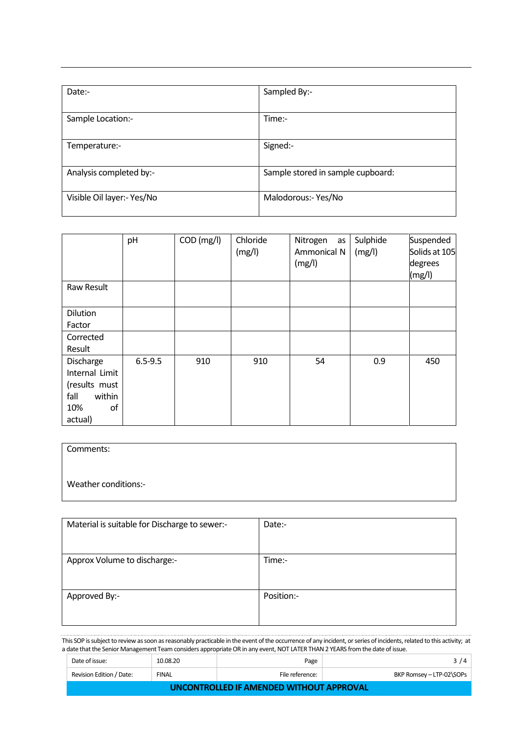| Date:- | Sampled By:- |
| --- | --- |
| Sample Location:- | Time:- |
| Temperature:- | Signed:- |
| Analysis completed by:- | Sample stored in sample cupboard: |
| Visible Oil layer:- Yes/No | Malodorous:- Yes/No |

| | pH | COD (mg/l) | Chloride (mg/l) | Nitrogen as Ammonical N (mg/l) | Sulphide (mg/l) | Suspended Solids at 105 degrees (mg/l) |
| --- | --- | --- | --- | --- | --- | --- |
| Raw Result | | | | | | |
| Dilution Factor | | | | | | |
| Corrected Result | | | | | | |
| Discharge Internal Limit (results must fall within 10% of actual) | 6.5-9.5 | 910 | 910 | 54 | 0.9 | 450 |

| Comments: |
| --- |
| Weather conditions:- |

| Material is suitable for Discharge to sewer:- | Date:- |
| --- | --- |
| Approx Volume to discharge:- | Time:- |
| Approved By:- | Position:- |

This SOP is subject to review as soon as reasonably practicable in the event of the occurrence of any incident, or series of incidents, related to this activity; at a date that the Senior Management Team considers appropriate OR in any event, NOT LATER THAN 2 YEARS from the date of issue.

| Date of issue: | 10.08.20 | Page | 3 / 4 |
| --- | --- | --- | --- |
| Revision Edition / Date: | FINAL | File reference: | BKP Romsey – LTP-02\SOPs |

**UNCONTROLLED IF AMENDED WITHOUT APPROVAL**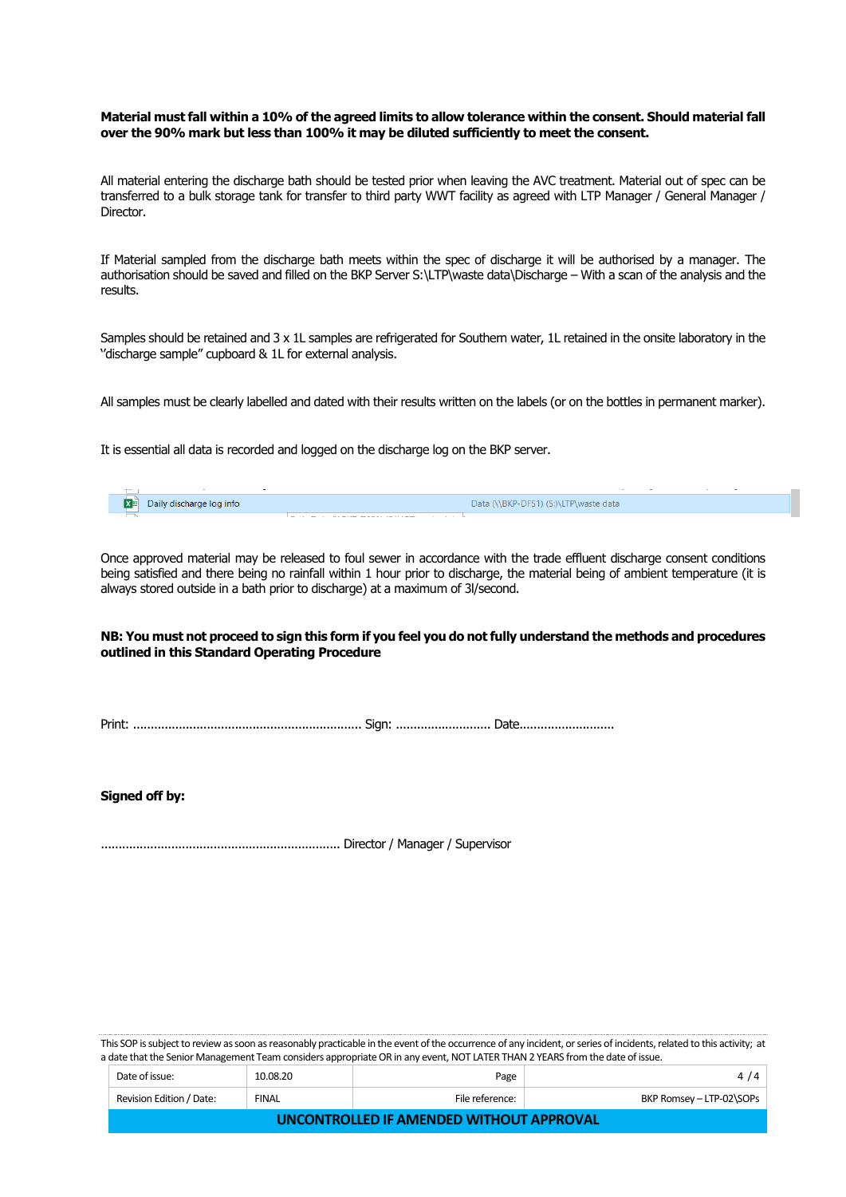**Material must fall within a 10% of the agreed limits to allow tolerance within the consent. Should material fall over the 90% mark but less than 100% it may be diluted sufficiently to meet the consent.**

All material entering the discharge bath should be tested prior when leaving the AVC treatment. Material out of spec can be transferred to a bulk storage tank for transfer to third party WWT facility as agreed with LTP Manager / General Manager / Director.

If Material sampled from the discharge bath meets within the spec of discharge it will be authorised by a manager. The authorisation should be saved and filled on the BKP Server S:\LTP\waste data\Discharge – With a scan of the analysis and the results.

Samples should be retained and 3 x 1L samples are refrigerated for Southern water, 1L retained in the onsite laboratory in the ''discharge sample" cupboard & 1L for external analysis.

All samples must be clearly labelled and dated with their results written on the labels (or on the bottles in permanent marker).

It is essential all data is recorded and logged on the discharge log on the BKP server.

Daily discharge log info    Data (\\BKP-DFS1) (S:)\LTP\waste data

Once approved material may be released to foul sewer in accordance with the trade effluent discharge consent conditions being satisfied and there being no rainfall within 1 hour prior to discharge, the material being of ambient temperature (it is always stored outside in a bath prior to discharge) at a maximum of 3l/second.

**NB: You must not proceed to sign this form if you feel you do not fully understand the methods and procedures outlined in this Standard Operating Procedure**

Print: ................................................................ Sign: ........................... Date...........................

**Signed off by:**

.................................................................... Director / Manager / Supervisor

This SOP is subject to review as soon as reasonably practicable in the event of the occurrence of any incident, or series of incidents, related to this activity; at a date that the Senior Management Team considers appropriate OR in any event, NOT LATER THAN 2 YEARS from the date of issue.

| | | | |
|---|---|---|---|
| Date of issue: | 10.08.20 | Page | 4 / 4 |
| Revision Edition / Date: | FINAL | File reference: | BKP Romsey – LTP-02\SOPs |

**UNCONTROLLED IF AMENDED WITHOUT APPROVAL**